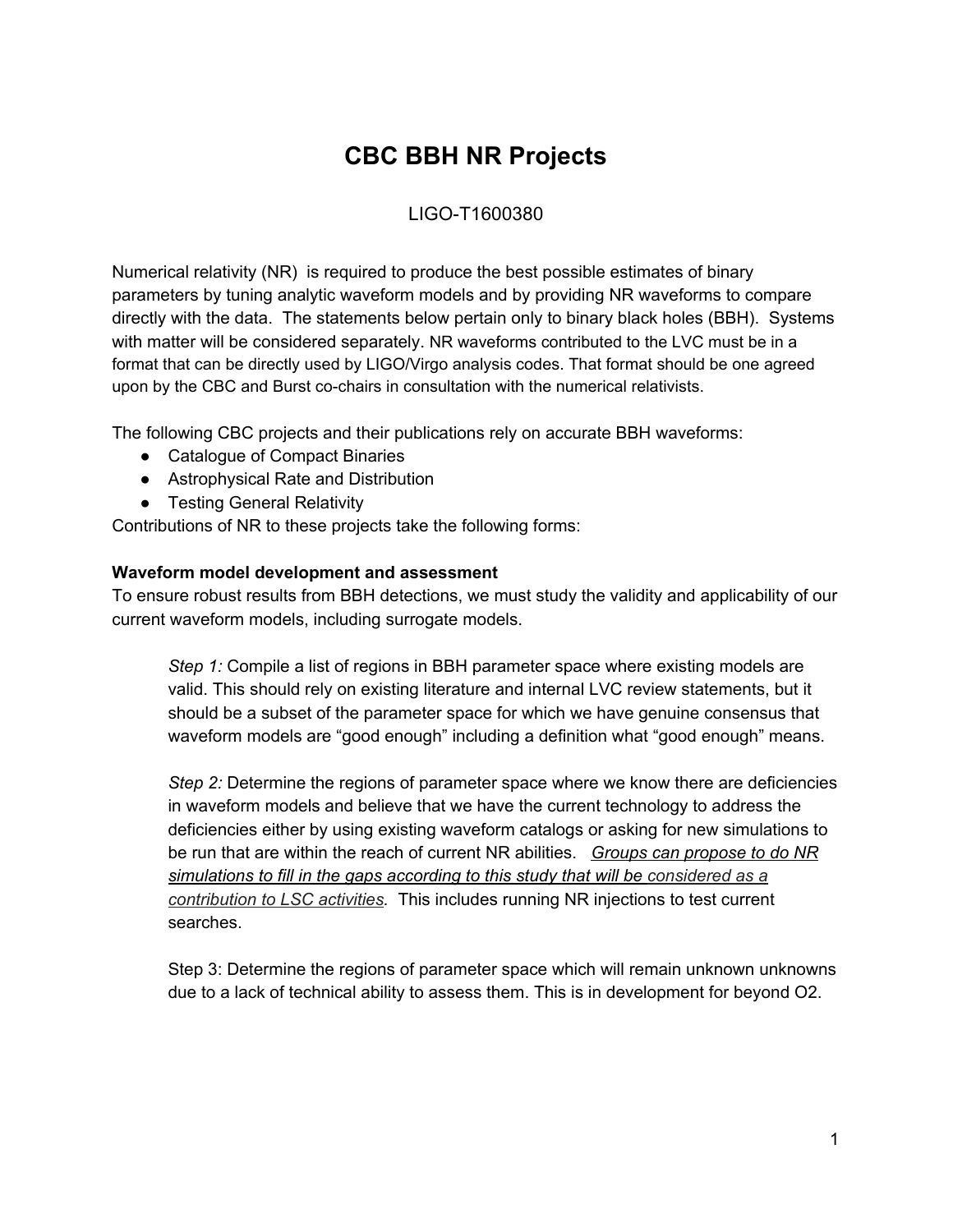# CBC BBH NR Projects

LIGO-T1600380

Numerical relativity (NR) is required to produce the best possible estimates of binary parameters by tuning analytic waveform models and by providing NR waveforms to compare directly with the data. The statements below pertain only to binary black holes (BBH). Systems with matter will be considered separately. NR waveforms contributed to the LVC must be in a format that can be directly used by LIGO/Virgo analysis codes. That format should be one agreed upon by the CBC and Burst co-chairs in consultation with the numerical relativists.

The following CBC projects and their publications rely on accurate BBH waveforms:

- Catalogue of Compact Binaries
- Astrophysical Rate and Distribution
- Testing General Relativity

Contributions of NR to these projects take the following forms:

**Waveform model development and assessment**

To ensure robust results from BBH detections, we must study the validity and applicability of our current waveform models, including surrogate models.

> *Step 1:* Compile a list of regions in BBH parameter space where existing models are valid. This should rely on existing literature and internal LVC review statements, but it should be a subset of the parameter space for which we have genuine consensus that waveform models are "good enough" including a definition what "good enough" means.
>
> *Step 2:* Determine the regions of parameter space where we know there are deficiencies in waveform models and believe that we have the current technology to address the deficiencies either by using existing waveform catalogs or asking for new simulations to be run that are within the reach of current NR abilities. <u>*Groups can propose to do NR simulations to fill in the gaps according to this study that will be considered as a contribution to LSC activities.*</u> This includes running NR injections to test current searches.
>
> Step 3: Determine the regions of parameter space which will remain unknown unknowns due to a lack of technical ability to assess them. This is in development for beyond O2.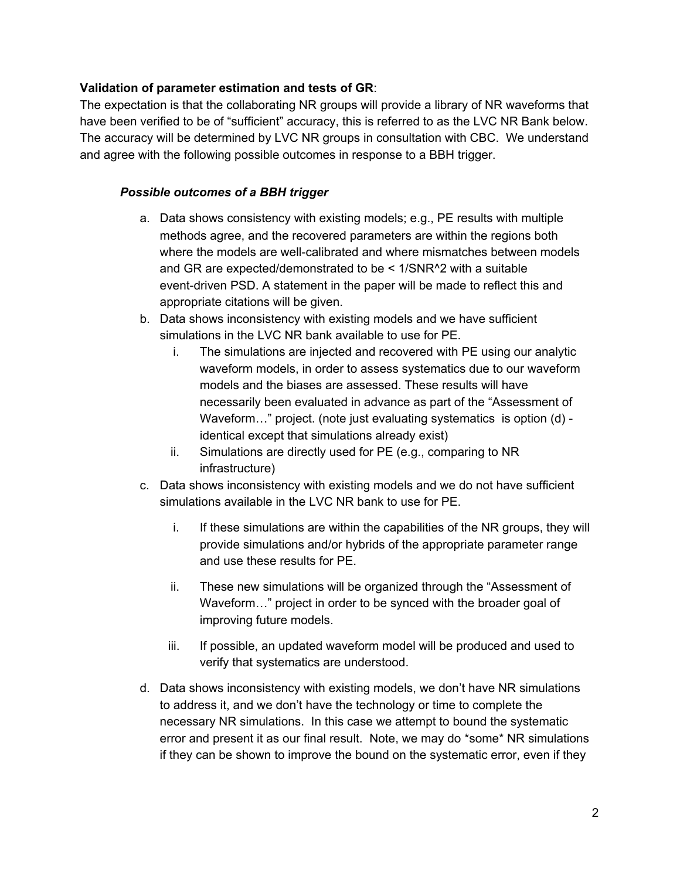**Validation of parameter estimation and tests of GR**:

The expectation is that the collaborating NR groups will provide a library of NR waveforms that have been verified to be of "sufficient" accuracy, this is referred to as the LVC NR Bank below. The accuracy will be determined by LVC NR groups in consultation with CBC. We understand and agree with the following possible outcomes in response to a BBH trigger.

***Possible outcomes of a BBH trigger***

a. Data shows consistency with existing models; e.g., PE results with multiple methods agree, and the recovered parameters are within the regions both where the models are well-calibrated and where mismatches between models and GR are expected/demonstrated to be < $1/SNR^2$ with a suitable event-driven PSD. A statement in the paper will be made to reflect this and appropriate citations will be given.
b. Data shows inconsistency with existing models and we have sufficient simulations in the LVC NR bank available to use for PE.
   i. The simulations are injected and recovered with PE using our analytic waveform models, in order to assess systematics due to our waveform models and the biases are assessed. These results will have necessarily been evaluated in advance as part of the "Assessment of Waveform…" project. (note just evaluating systematics is option (d) - identical except that simulations already exist)
   ii. Simulations are directly used for PE (e.g., comparing to NR infrastructure)
c. Data shows inconsistency with existing models and we do not have sufficient simulations available in the LVC NR bank to use for PE.
   i. If these simulations are within the capabilities of the NR groups, they will provide simulations and/or hybrids of the appropriate parameter range and use these results for PE.
   ii. These new simulations will be organized through the "Assessment of Waveform…" project in order to be synced with the broader goal of improving future models.
   iii. If possible, an updated waveform model will be produced and used to verify that systematics are understood.
d. Data shows inconsistency with existing models, we don't have NR simulations to address it, and we don't have the technology or time to complete the necessary NR simulations. In this case we attempt to bound the systematic error and present it as our final result. Note, we may do *some* NR simulations if they can be shown to improve the bound on the systematic error, even if they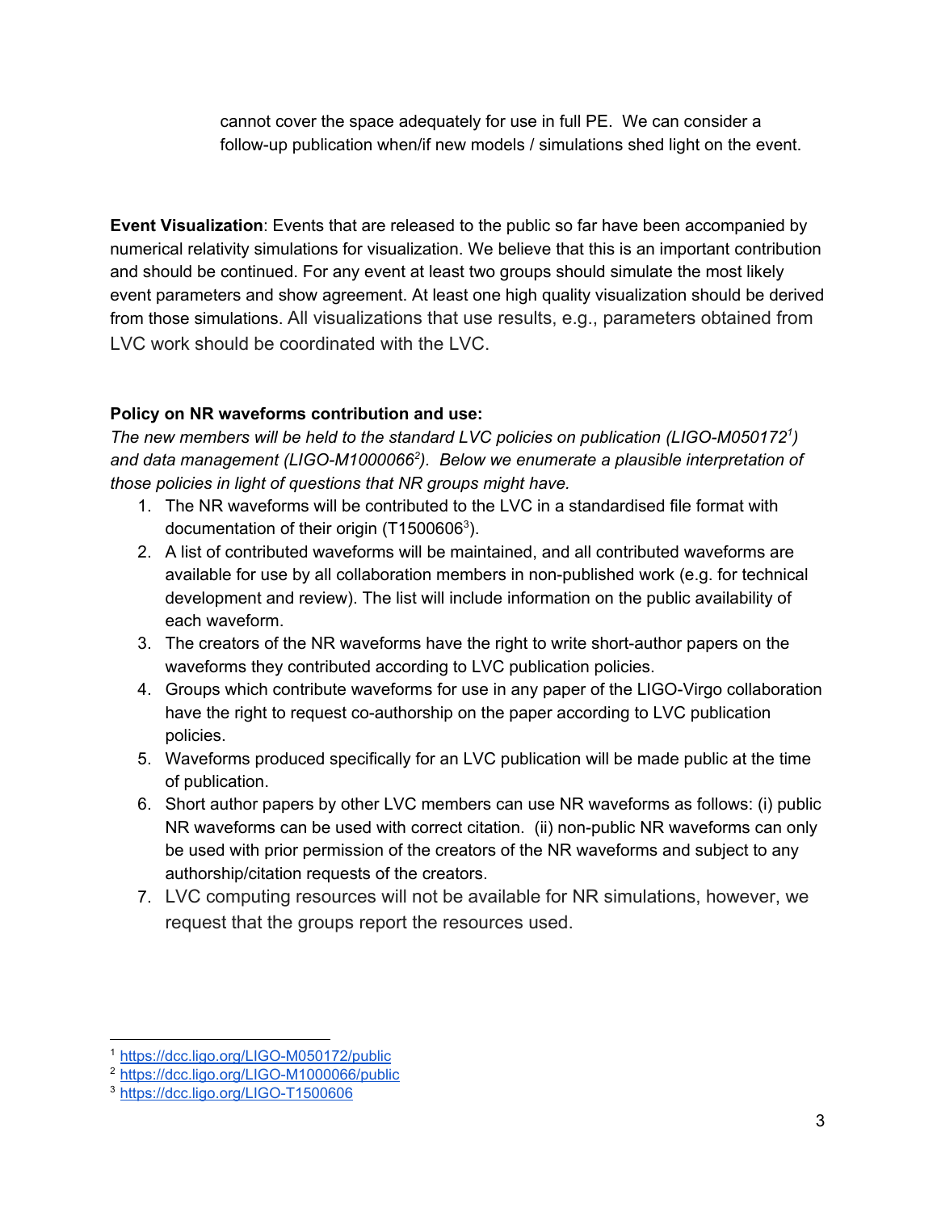cannot cover the space adequately for use in full PE. We can consider a follow-up publication when/if new models / simulations shed light on the event.

**Event Visualization**: Events that are released to the public so far have been accompanied by numerical relativity simulations for visualization. We believe that this is an important contribution and should be continued. For any event at least two groups should simulate the most likely event parameters and show agreement. At least one high quality visualization should be derived from those simulations. All visualizations that use results, e.g., parameters obtained from LVC work should be coordinated with the LVC.

**Policy on NR waveforms contribution and use:**

*The new members will be held to the standard LVC policies on publication (LIGO-M050172[1]) and data management (LIGO-M1000066[2]). Below we enumerate a plausible interpretation of those policies in light of questions that NR groups might have.*

1. The NR waveforms will be contributed to the LVC in a standardised file format with documentation of their origin (T1500606[3]).
2. A list of contributed waveforms will be maintained, and all contributed waveforms are available for use by all collaboration members in non-published work (e.g. for technical development and review). The list will include information on the public availability of each waveform.
3. The creators of the NR waveforms have the right to write short-author papers on the waveforms they contributed according to LVC publication policies.
4. Groups which contribute waveforms for use in any paper of the LIGO-Virgo collaboration have the right to request co-authorship on the paper according to LVC publication policies.
5. Waveforms produced specifically for an LVC publication will be made public at the time of publication.
6. Short author papers by other LVC members can use NR waveforms as follows: (i) public NR waveforms can be used with correct citation. (ii) non-public NR waveforms can only be used with prior permission of the creators of the NR waveforms and subject to any authorship/citation requests of the creators.
7. LVC computing resources will not be available for NR simulations, however, we request that the groups report the resources used.

[1] https://dcc.ligo.org/LIGO-M050172/public
[2] https://dcc.ligo.org/LIGO-M1000066/public
[3] https://dcc.ligo.org/LIGO-T1500606